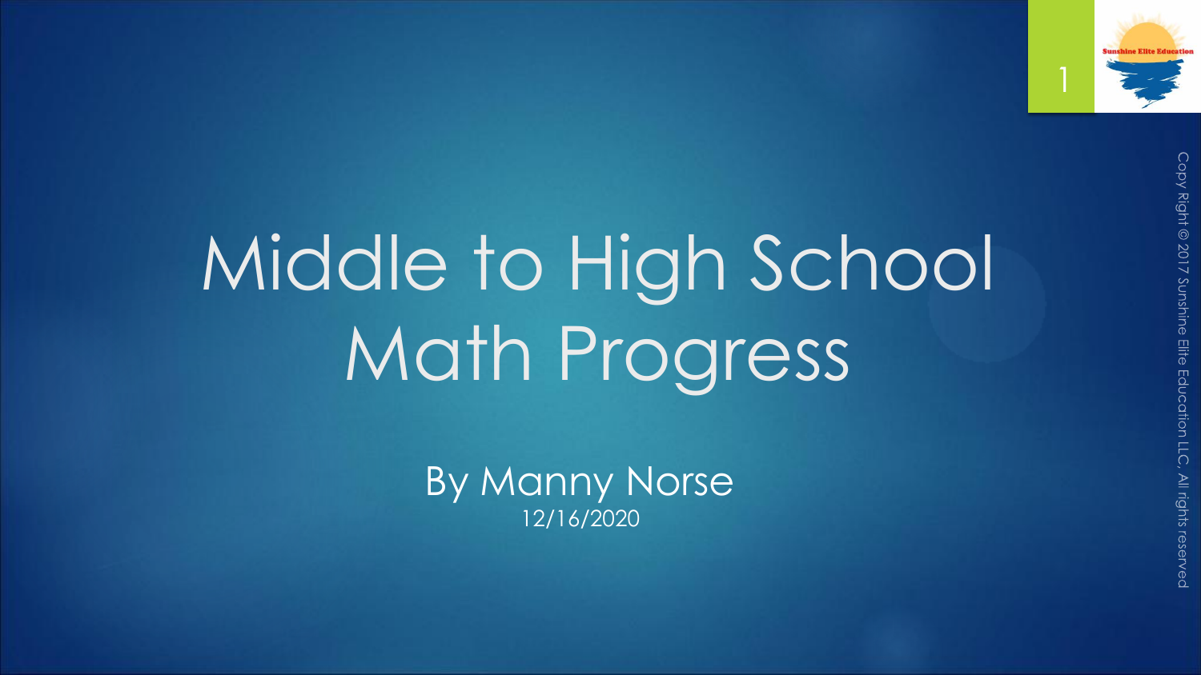# Middle to High School Math Progress

By Manny Norse

12/16/2020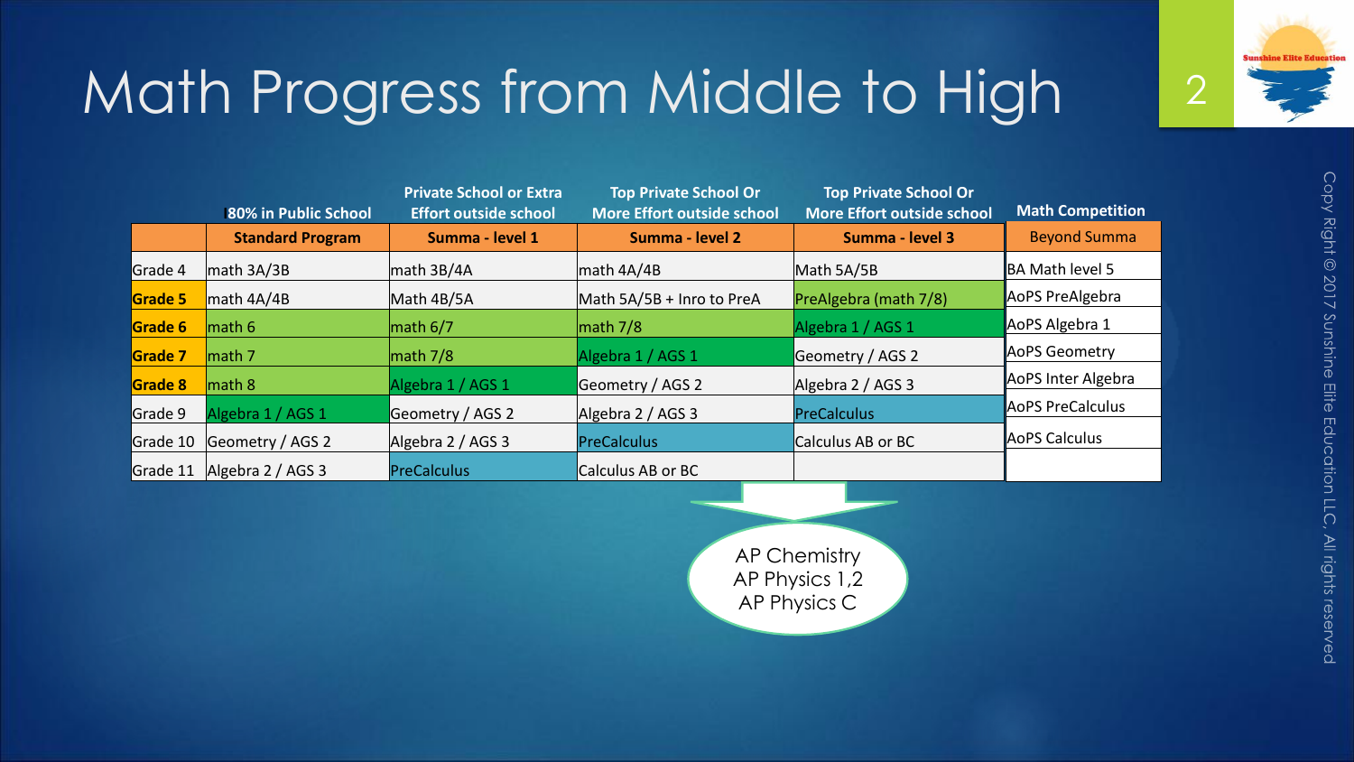# Math Progress from Middle to High

| | 80% in Public School | Private School or Extra Effort outside school | Top Private School Or More Effort outside school | Top Private School Or More Effort outside school | Math Competition |
|---|---|---|---|---|---|
| | **Standard Program** | **Summa - level 1** | **Summa - level 2** | **Summa - level 3** | Beyond Summa |
| Grade 4 | math 3A/3B | math 3B/4A | math 4A/4B | Math 5A/5B | BA Math level 5 |
| **Grade 5** | math 4A/4B | Math 4B/5A | Math 5A/5B + Inro to PreA | PreAlgebra (math 7/8) | AoPS PreAlgebra |
| **Grade 6** | math 6 | math 6/7 | math 7/8 | Algebra 1 / AGS 1 | AoPS Algebra 1 |
| **Grade 7** | math 7 | math 7/8 | Algebra 1 / AGS 1 | Geometry / AGS 2 | AoPS Geometry |
| **Grade 8** | math 8 | Algebra 1 / AGS 1 | Geometry / AGS 2 | Algebra 2 / AGS 3 | AoPS Inter Algebra |
| Grade 9 | Algebra 1 / AGS 1 | Geometry / AGS 2 | Algebra 2 / AGS 3 | PreCalculus | AoPS PreCalculus |
| Grade 10 | Geometry / AGS 2 | Algebra 2 / AGS 3 | PreCalculus | Calculus AB or BC | AoPS Calculus |
| Grade 11 | Algebra 2 / AGS 3 | PreCalculus | Calculus AB or BC | | |

AP Chemistry
AP Physics 1,2
AP Physics C

Copy Right © 2017 Sunshine Elite Education LLC, All rights reserved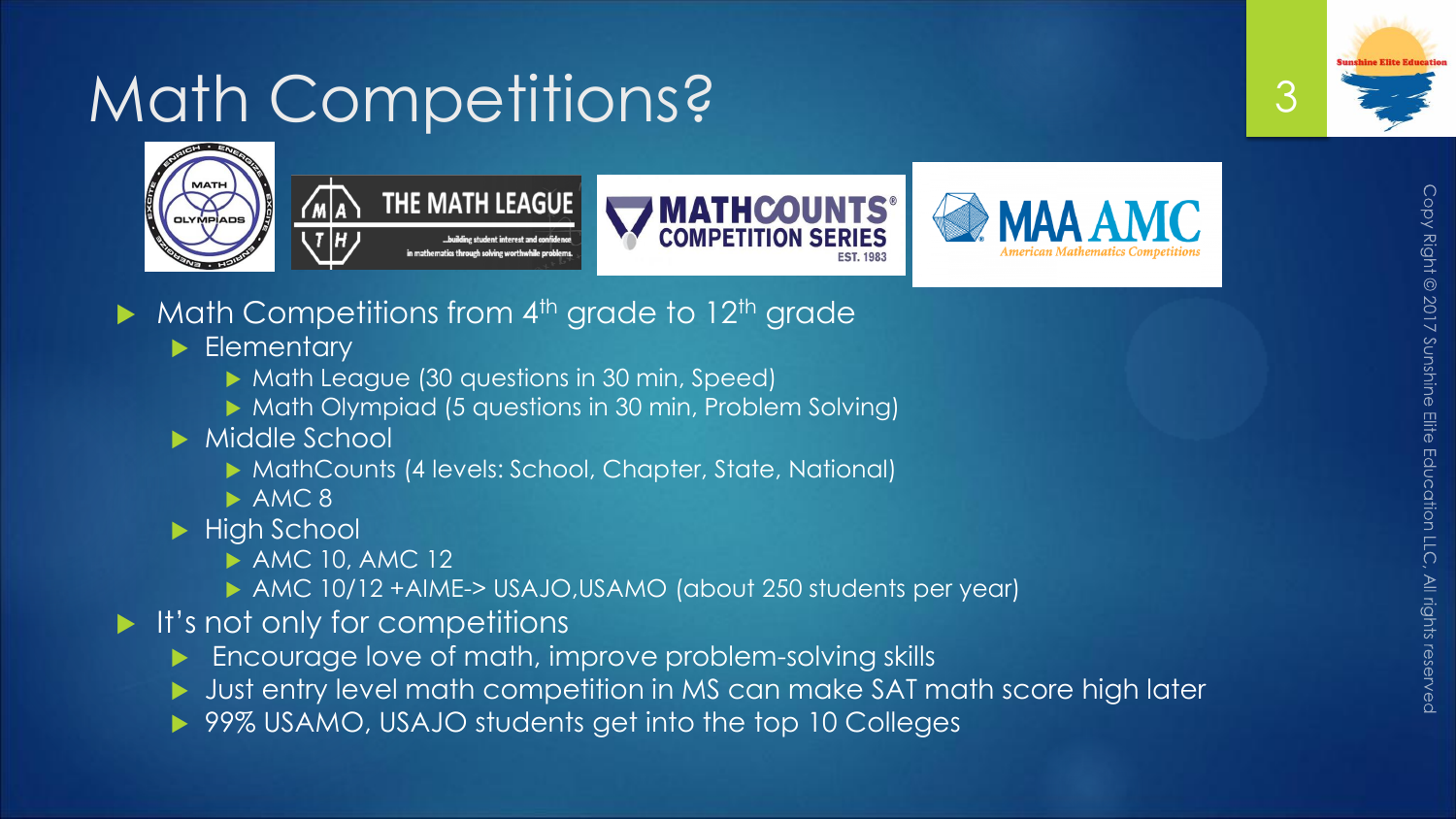# Math Competitions?

- Math Competitions from 4th grade to 12th grade
  - Elementary
    - Math League (30 questions in 30 min, Speed)
    - Math Olympiad (5 questions in 30 min, Problem Solving)
  - Middle School
    - MathCounts (4 levels: School, Chapter, State, National)
    - AMC 8
  - High School
    - AMC 10, AMC 12
    - AMC 10/12 +AIME-> USAJO,USAMO (about 250 students per year)
- It's not only for competitions
  - Encourage love of math, improve problem-solving skills
  - Just entry level math competition in MS can make SAT math score high later
  - 99% USAMO, USAJO students get into the top 10 Colleges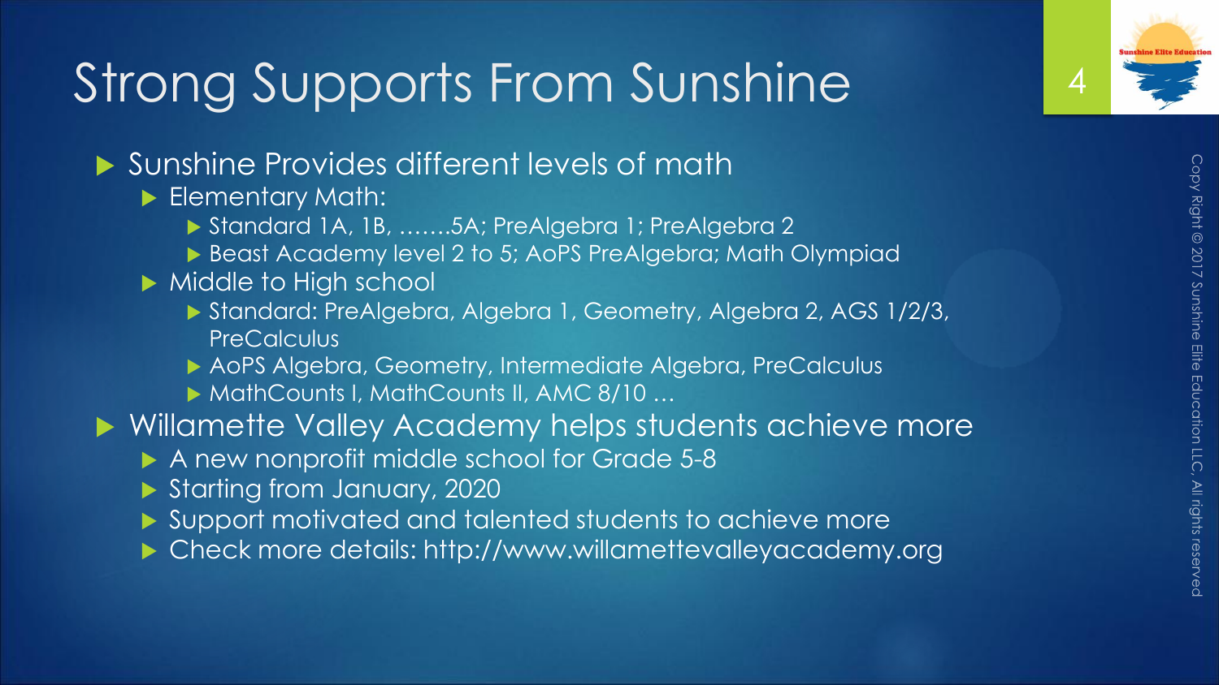# Strong Supports From Sunshine

- Sunshine Provides different levels of math
  - Elementary Math:
    - Standard 1A, 1B, …….5A; PreAlgebra 1; PreAlgebra 2
    - Beast Academy level 2 to 5; AoPS PreAlgebra; Math Olympiad
  - Middle to High school
    - Standard: PreAlgebra, Algebra 1, Geometry, Algebra 2, AGS 1/2/3, PreCalculus
    - AoPS Algebra, Geometry, Intermediate Algebra, PreCalculus
    - MathCounts I, MathCounts II, AMC 8/10 …
- Willamette Valley Academy helps students achieve more
  - A new nonprofit middle school for Grade 5-8
  - Starting from January, 2020
  - Support motivated and talented students to achieve more
  - Check more details: http://www.willamettevalleyacademy.org

Copy Right @ 2017 Sunshine Elite Education LLC, All rights reserved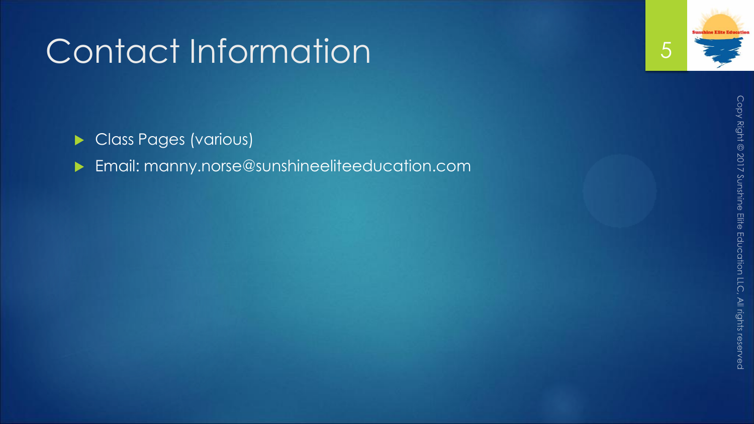# Contact Information

- Class Pages (various)
- Email: manny.norse@sunshineeliteeducation.com